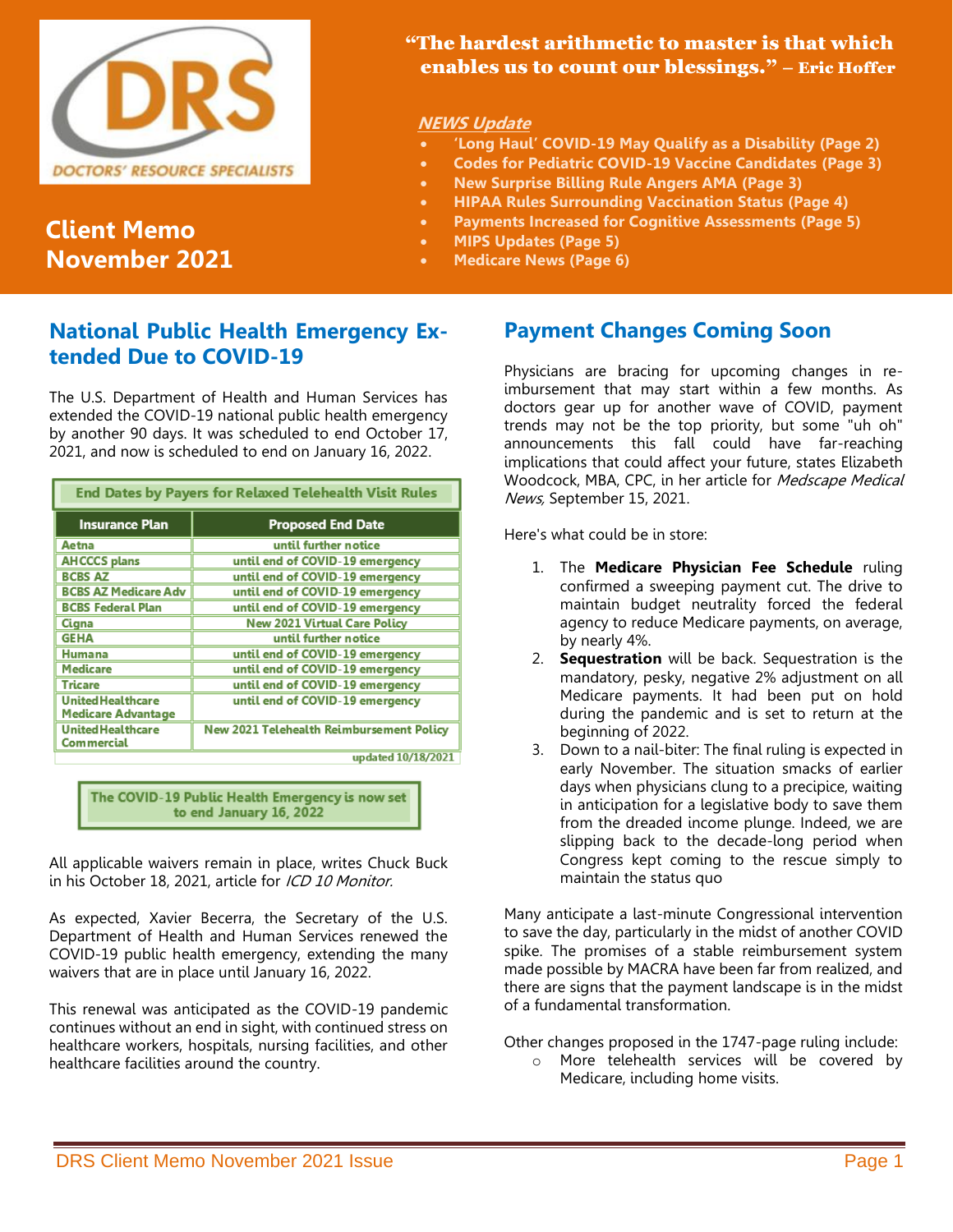DRS
DOCTORS' RESOURCE SPECIALISTS

# Client Memo November 2021

**"The hardest arithmetic to master is that which enables us to count our blessings." – Eric Hoffer**

***NEWS Update***

- **'Long Haul' COVID-19 May Qualify as a Disability (Page 2)**
- **Codes for Pediatric COVID-19 Vaccine Candidates (Page 3)**
- **New Surprise Billing Rule Angers AMA (Page 3)**
- **HIPAA Rules Surrounding Vaccination Status (Page 4)**
- **Payments Increased for Cognitive Assessments (Page 5)**
- **MIPS Updates (Page 5)**
- **Medicare News (Page 6)**

## National Public Health Emergency Extended Due to COVID-19

The U.S. Department of Health and Human Services has extended the COVID-19 national public health emergency by another 90 days. It was scheduled to end October 17, 2021, and now is scheduled to end on January 16, 2022.

**End Dates by Payers for Relaxed Telehealth Visit Rules**

| Insurance Plan | Proposed End Date |
|---|---|
| Aetna | until further notice |
| AHCCCS plans | until end of COVID-19 emergency |
| BCBS AZ | until end of COVID-19 emergency |
| BCBS AZ Medicare Adv | until end of COVID-19 emergency |
| BCBS Federal Plan | until end of COVID-19 emergency |
| Cigna | New 2021 Virtual Care Policy |
| GEHA | until further notice |
| Humana | until end of COVID-19 emergency |
| Medicare | until end of COVID-19 emergency |
| Tricare | until end of COVID-19 emergency |
| UnitedHealthcare Medicare Advantage | until end of COVID-19 emergency |
| UnitedHealthcare Commercial | New 2021 Telehealth Reimbursement Policy |

updated 10/18/2021

**The COVID-19 Public Health Emergency is now set to end January 16, 2022**

All applicable waivers remain in place, writes Chuck Buck in his October 18, 2021, article for *ICD 10 Monitor.*

As expected, Xavier Becerra, the Secretary of the U.S. Department of Health and Human Services renewed the COVID-19 public health emergency, extending the many waivers that are in place until January 16, 2022.

This renewal was anticipated as the COVID-19 pandemic continues without an end in sight, with continued stress on healthcare workers, hospitals, nursing facilities, and other healthcare facilities around the country.

## Payment Changes Coming Soon

Physicians are bracing for upcoming changes in reimbursement that may start within a few months. As doctors gear up for another wave of COVID, payment trends may not be the top priority, but some "uh oh" announcements this fall could have far-reaching implications that could affect your future, states Elizabeth Woodcock, MBA, CPC, in her article for *Medscape Medical News,* September 15, 2021.

Here's what could be in store:

1. The **Medicare Physician Fee Schedule** ruling confirmed a sweeping payment cut. The drive to maintain budget neutrality forced the federal agency to reduce Medicare payments, on average, by nearly 4%.
2. **Sequestration** will be back. Sequestration is the mandatory, pesky, negative 2% adjustment on all Medicare payments. It had been put on hold during the pandemic and is set to return at the beginning of 2022.
3. Down to a nail-biter: The final ruling is expected in early November. The situation smacks of earlier days when physicians clung to a precipice, waiting in anticipation for a legislative body to save them from the dreaded income plunge. Indeed, we are slipping back to the decade-long period when Congress kept coming to the rescue simply to maintain the status quo

Many anticipate a last-minute Congressional intervention to save the day, particularly in the midst of another COVID spike. The promises of a stable reimbursement system made possible by MACRA have been far from realized, and there are signs that the payment landscape is in the midst of a fundamental transformation.

Other changes proposed in the 1747-page ruling include:

- More telehealth services will be covered by Medicare, including home visits.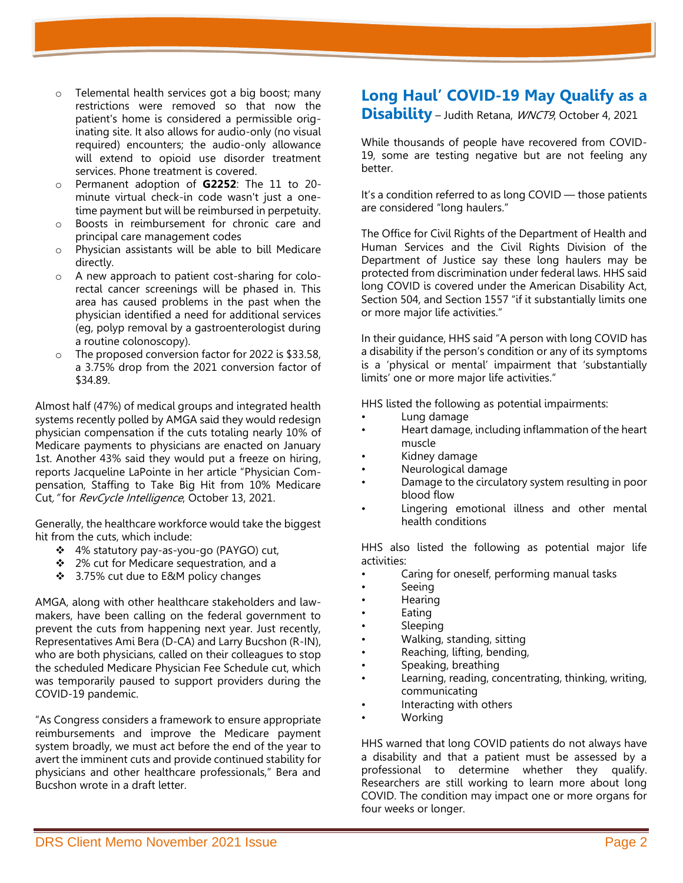- Telemental health services got a big boost; many restrictions were removed so that now the patient's home is considered a permissible originating site. It also allows for audio-only (no visual required) encounters; the audio-only allowance will extend to opioid use disorder treatment services. Phone treatment is covered.
- Permanent adoption of **G2252**: The 11 to 20-minute virtual check-in code wasn't just a one-time payment but will be reimbursed in perpetuity.
- Boosts in reimbursement for chronic care and principal care management codes
- Physician assistants will be able to bill Medicare directly.
- A new approach to patient cost-sharing for colorectal cancer screenings will be phased in. This area has caused problems in the past when the physician identified a need for additional services (eg, polyp removal by a gastroenterologist during a routine colonoscopy).
- The proposed conversion factor for 2022 is $33.58, a 3.75% drop from the 2021 conversion factor of $34.89.

Almost half (47%) of medical groups and integrated health systems recently polled by AMGA said they would redesign physician compensation if the cuts totaling nearly 10% of Medicare payments to physicians are enacted on January 1st. Another 43% said they would put a freeze on hiring, reports Jacqueline LaPointe in her article "Physician Compensation, Staffing to Take Big Hit from 10% Medicare Cut*,"* for *RevCycle Intelligence*, October 13, 2021.

Generally, the healthcare workforce would take the biggest hit from the cuts, which include:

- 4% statutory pay-as-you-go (PAYGO) cut,
- 2% cut for Medicare sequestration, and a
- 3.75% cut due to E&M policy changes

AMGA, along with other healthcare stakeholders and lawmakers, have been calling on the federal government to prevent the cuts from happening next year. Just recently, Representatives Ami Bera (D-CA) and Larry Bucshon (R-IN), who are both physicians, called on their colleagues to stop the scheduled Medicare Physician Fee Schedule cut, which was temporarily paused to support providers during the COVID-19 pandemic.

"As Congress considers a framework to ensure appropriate reimbursements and improve the Medicare payment system broadly, we must act before the end of the year to avert the imminent cuts and provide continued stability for physicians and other healthcare professionals," Bera and Bucshon wrote in a draft letter.

## Long Haul' COVID-19 May Qualify as a Disability – Judith Retana, *WNCT9*, October 4, 2021

While thousands of people have recovered from COVID-19, some are testing negative but are not feeling any better.

It's a condition referred to as long COVID — those patients are considered "long haulers."

The Office for Civil Rights of the Department of Health and Human Services and the Civil Rights Division of the Department of Justice say these long haulers may be protected from discrimination under federal laws. HHS said long COVID is covered under the American Disability Act, Section 504, and Section 1557 "if it substantially limits one or more major life activities."

In their guidance, HHS said "A person with long COVID has a disability if the person's condition or any of its symptoms is a 'physical or mental' impairment that 'substantially limits' one or more major life activities."

HHS listed the following as potential impairments:

- Lung damage
- Heart damage, including inflammation of the heart muscle
- Kidney damage
- Neurological damage
- Damage to the circulatory system resulting in poor blood flow
- Lingering emotional illness and other mental health conditions

HHS also listed the following as potential major life activities:

- Caring for oneself, performing manual tasks
- Seeing
- Hearing
- Eating
- Sleeping
- Walking, standing, sitting
- Reaching, lifting, bending,
- Speaking, breathing
- Learning, reading, concentrating, thinking, writing, communicating
- Interacting with others
- Working

HHS warned that long COVID patients do not always have a disability and that a patient must be assessed by a professional to determine whether they qualify. Researchers are still working to learn more about long COVID. The condition may impact one or more organs for four weeks or longer.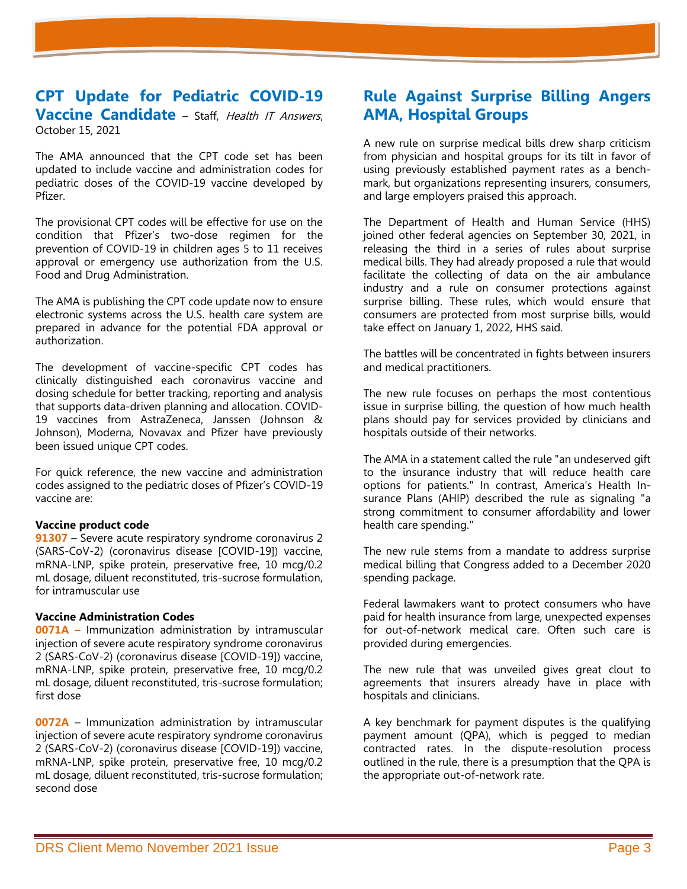## CPT Update for Pediatric COVID-19 Vaccine Candidate

– Staff, *Health IT Answers*, October 15, 2021

The AMA announced that the CPT code set has been updated to include vaccine and administration codes for pediatric doses of the COVID-19 vaccine developed by Pfizer.

The provisional CPT codes will be effective for use on the condition that Pfizer's two-dose regimen for the prevention of COVID-19 in children ages 5 to 11 receives approval or emergency use authorization from the U.S. Food and Drug Administration.

The AMA is publishing the CPT code update now to ensure electronic systems across the U.S. health care system are prepared in advance for the potential FDA approval or authorization.

The development of vaccine-specific CPT codes has clinically distinguished each coronavirus vaccine and dosing schedule for better tracking, reporting and analysis that supports data-driven planning and allocation. COVID-19 vaccines from AstraZeneca, Janssen (Johnson & Johnson), Moderna, Novavax and Pfizer have previously been issued unique CPT codes.

For quick reference, the new vaccine and administration codes assigned to the pediatric doses of Pfizer's COVID-19 vaccine are:

**Vaccine product code**

**91307** – Severe acute respiratory syndrome coronavirus 2 (SARS-CoV-2) (coronavirus disease [COVID-19]) vaccine, mRNA-LNP, spike protein, preservative free, 10 mcg/0.2 mL dosage, diluent reconstituted, tris-sucrose formulation, for intramuscular use

**Vaccine Administration Codes**

**0071A –** Immunization administration by intramuscular injection of severe acute respiratory syndrome coronavirus 2 (SARS-CoV-2) (coronavirus disease [COVID-19]) vaccine, mRNA-LNP, spike protein, preservative free, 10 mcg/0.2 mL dosage, diluent reconstituted, tris-sucrose formulation; first dose

**0072A** – Immunization administration by intramuscular injection of severe acute respiratory syndrome coronavirus 2 (SARS-CoV-2) (coronavirus disease [COVID-19]) vaccine, mRNA-LNP, spike protein, preservative free, 10 mcg/0.2 mL dosage, diluent reconstituted, tris-sucrose formulation; second dose

## Rule Against Surprise Billing Angers AMA, Hospital Groups

A new rule on surprise medical bills drew sharp criticism from physician and hospital groups for its tilt in favor of using previously established payment rates as a benchmark, but organizations representing insurers, consumers, and large employers praised this approach.

The Department of Health and Human Service (HHS) joined other federal agencies on September 30, 2021, in releasing the third in a series of rules about surprise medical bills. They had already proposed a rule that would facilitate the collecting of data on the air ambulance industry and a rule on consumer protections against surprise billing. These rules, which would ensure that consumers are protected from most surprise bills, would take effect on January 1, 2022, HHS said.

The battles will be concentrated in fights between insurers and medical practitioners.

The new rule focuses on perhaps the most contentious issue in surprise billing, the question of how much health plans should pay for services provided by clinicians and hospitals outside of their networks.

The AMA in a statement called the rule "an undeserved gift to the insurance industry that will reduce health care options for patients." In contrast, America's Health Insurance Plans (AHIP) described the rule as signaling "a strong commitment to consumer affordability and lower health care spending."

The new rule stems from a mandate to address surprise medical billing that Congress added to a December 2020 spending package.

Federal lawmakers want to protect consumers who have paid for health insurance from large, unexpected expenses for out-of-network medical care. Often such care is provided during emergencies.

The new rule that was unveiled gives great clout to agreements that insurers already have in place with hospitals and clinicians.

A key benchmark for payment disputes is the qualifying payment amount (QPA), which is pegged to median contracted rates. In the dispute-resolution process outlined in the rule, there is a presumption that the QPA is the appropriate out-of-network rate.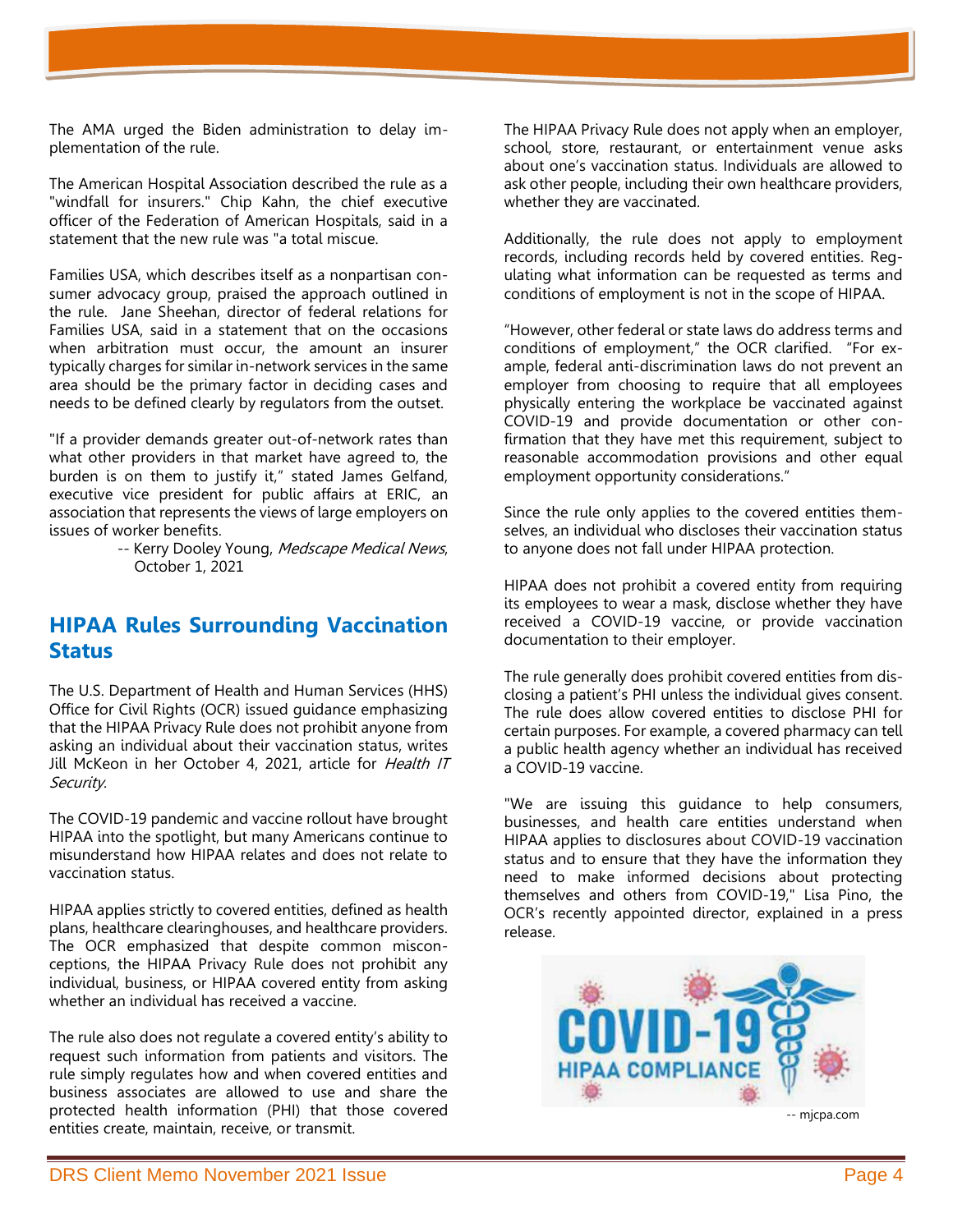The AMA urged the Biden administration to delay implementation of the rule.

The American Hospital Association described the rule as a "windfall for insurers." Chip Kahn, the chief executive officer of the Federation of American Hospitals, said in a statement that the new rule was "a total miscue.

Families USA, which describes itself as a nonpartisan consumer advocacy group, praised the approach outlined in the rule. Jane Sheehan, director of federal relations for Families USA, said in a statement that on the occasions when arbitration must occur, the amount an insurer typically charges for similar in-network services in the same area should be the primary factor in deciding cases and needs to be defined clearly by regulators from the outset.

"If a provider demands greater out-of-network rates than what other providers in that market have agreed to, the burden is on them to justify it," stated James Gelfand, executive vice president for public affairs at ERIC, an association that represents the views of large employers on issues of worker benefits.

-- Kerry Dooley Young, *Medscape Medical News*, October 1, 2021

## HIPAA Rules Surrounding Vaccination Status

The U.S. Department of Health and Human Services (HHS) Office for Civil Rights (OCR) issued guidance emphasizing that the HIPAA Privacy Rule does not prohibit anyone from asking an individual about their vaccination status, writes Jill McKeon in her October 4, 2021, article for *Health IT Security.*

The COVID-19 pandemic and vaccine rollout have brought HIPAA into the spotlight, but many Americans continue to misunderstand how HIPAA relates and does not relate to vaccination status.

HIPAA applies strictly to covered entities, defined as health plans, healthcare clearinghouses, and healthcare providers. The OCR emphasized that despite common misconceptions, the HIPAA Privacy Rule does not prohibit any individual, business, or HIPAA covered entity from asking whether an individual has received a vaccine.

The rule also does not regulate a covered entity's ability to request such information from patients and visitors. The rule simply regulates how and when covered entities and business associates are allowed to use and share the protected health information (PHI) that those covered entities create, maintain, receive, or transmit.

The HIPAA Privacy Rule does not apply when an employer, school, store, restaurant, or entertainment venue asks about one's vaccination status. Individuals are allowed to ask other people, including their own healthcare providers, whether they are vaccinated.

Additionally, the rule does not apply to employment records, including records held by covered entities. Regulating what information can be requested as terms and conditions of employment is not in the scope of HIPAA.

"However, other federal or state laws do address terms and conditions of employment," the OCR clarified. "For example, federal anti-discrimination laws do not prevent an employer from choosing to require that all employees physically entering the workplace be vaccinated against COVID-19 and provide documentation or other confirmation that they have met this requirement, subject to reasonable accommodation provisions and other equal employment opportunity considerations."

Since the rule only applies to the covered entities themselves, an individual who discloses their vaccination status to anyone does not fall under HIPAA protection.

HIPAA does not prohibit a covered entity from requiring its employees to wear a mask, disclose whether they have received a COVID-19 vaccine, or provide vaccination documentation to their employer.

The rule generally does prohibit covered entities from disclosing a patient's PHI unless the individual gives consent. The rule does allow covered entities to disclose PHI for certain purposes. For example, a covered pharmacy can tell a public health agency whether an individual has received a COVID-19 vaccine.

"We are issuing this guidance to help consumers, businesses, and health care entities understand when HIPAA applies to disclosures about COVID-19 vaccination status and to ensure that they have the information they need to make informed decisions about protecting themselves and others from COVID-19," Lisa Pino, the OCR's recently appointed director, explained in a press release.

-- mjcpa.com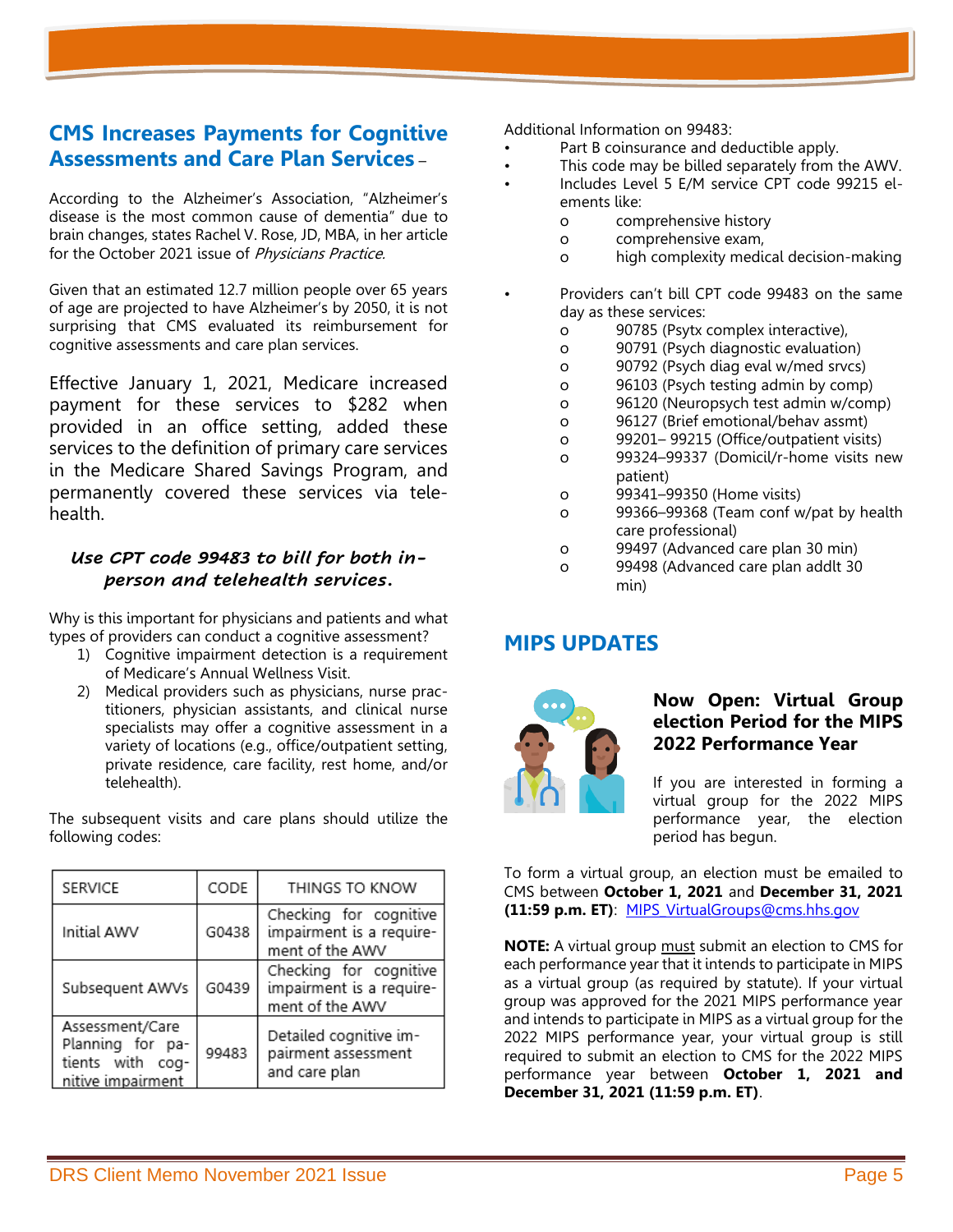## CMS Increases Payments for Cognitive Assessments and Care Plan Services –

According to the Alzheimer's Association, "Alzheimer's disease is the most common cause of dementia" due to brain changes, states Rachel V. Rose, JD, MBA, in her article for the October 2021 issue of *Physicians Practice*.

Given that an estimated 12.7 million people over 65 years of age are projected to have Alzheimer's by 2050, it is not surprising that CMS evaluated its reimbursement for cognitive assessments and care plan services.

Effective January 1, 2021, Medicare increased payment for these services to $282 when provided in an office setting, added these services to the definition of primary care services in the Medicare Shared Savings Program, and permanently covered these services via telehealth.

***Use CPT code 99483 to bill for both in-person and telehealth services.***

Why is this important for physicians and patients and what types of providers can conduct a cognitive assessment?

1) Cognitive impairment detection is a requirement of Medicare's Annual Wellness Visit.
2) Medical providers such as physicians, nurse practitioners, physician assistants, and clinical nurse specialists may offer a cognitive assessment in a variety of locations (e.g., office/outpatient setting, private residence, care facility, rest home, and/or telehealth).

The subsequent visits and care plans should utilize the following codes:

| SERVICE | CODE | THINGS TO KNOW |
|---|---|---|
| Initial AWV | G0438 | Checking for cognitive impairment is a requirement of the AWV |
| Subsequent AWVs | G0439 | Checking for cognitive impairment is a requirement of the AWV |
| Assessment/Care Planning for patients with cognitive impairment | 99483 | Detailed cognitive impairment assessment and care plan |

Additional Information on 99483:

- Part B coinsurance and deductible apply.
- This code may be billed separately from the AWV.
- Includes Level 5 E/M service CPT code 99215 elements like:
  - comprehensive history
  - comprehensive exam,
  - high complexity medical decision-making
- Providers can't bill CPT code 99483 on the same day as these services:
  - 90785 (Psytx complex interactive),
  - 90791 (Psych diagnostic evaluation)
  - 90792 (Psych diag eval w/med srvcs)
  - 96103 (Psych testing admin by comp)
  - 96120 (Neuropsych test admin w/comp)
  - 96127 (Brief emotional/behav assmt)
  - 99201– 99215 (Office/outpatient visits)
  - 99324–99337 (Domicil/r-home visits new patient)
  - 99341–99350 (Home visits)
  - 99366–99368 (Team conf w/pat by health care professional)
  - 99497 (Advanced care plan 30 min)
  - 99498 (Advanced care plan addlt 30 min)

## MIPS UPDATES

### Now Open: Virtual Group election Period for the MIPS 2022 Performance Year

If you are interested in forming a virtual group for the 2022 MIPS performance year, the election period has begun.

To form a virtual group, an election must be emailed to CMS between **October 1, 2021** and **December 31, 2021 (11:59 p.m. ET)**: MIPS_VirtualGroups@cms.hhs.gov

**NOTE:** A virtual group must submit an election to CMS for each performance year that it intends to participate in MIPS as a virtual group (as required by statute). If your virtual group was approved for the 2021 MIPS performance year and intends to participate in MIPS as a virtual group for the 2022 MIPS performance year, your virtual group is still required to submit an election to CMS for the 2022 MIPS performance year between **October 1, 2021 and December 31, 2021 (11:59 p.m. ET)**.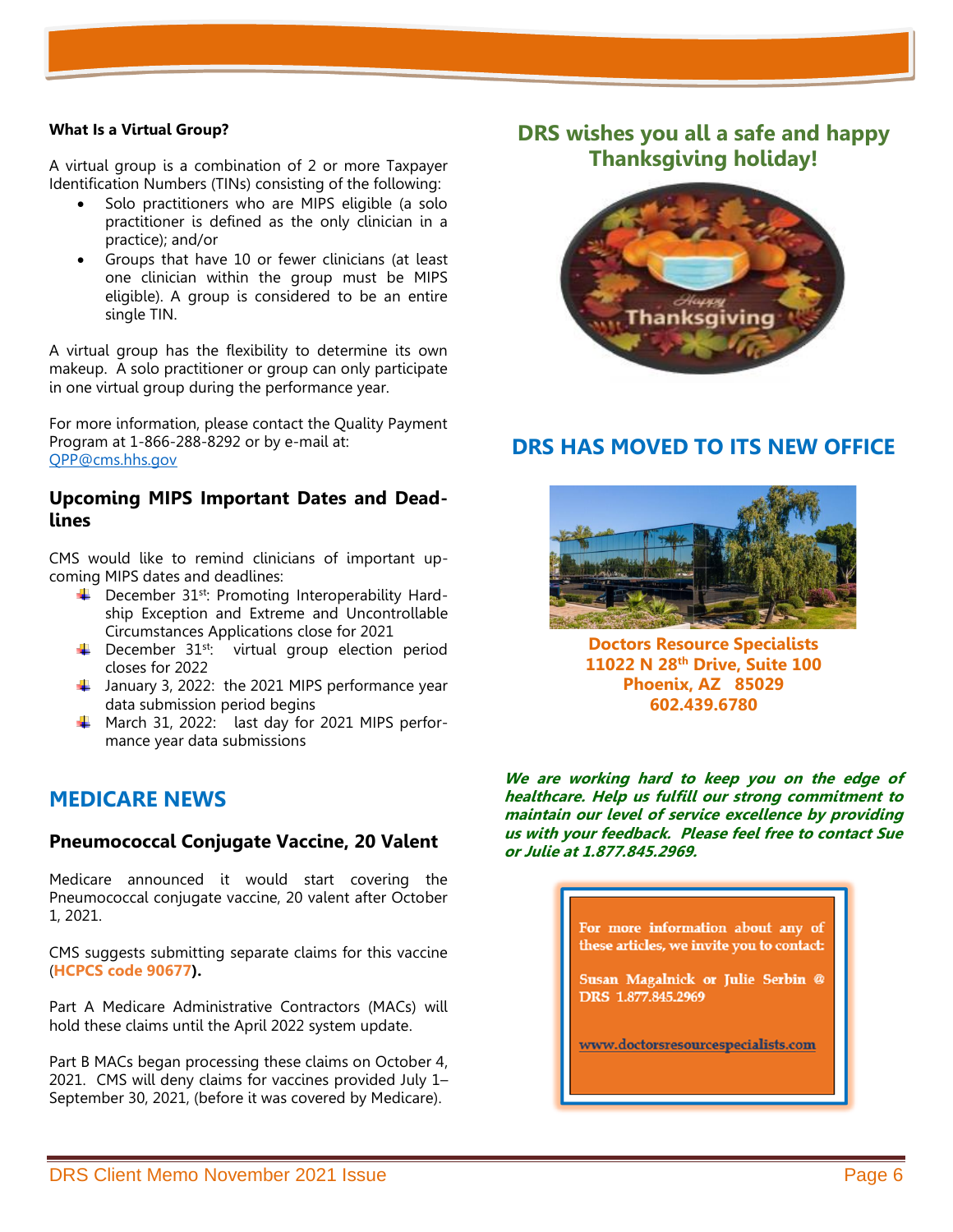**What Is a Virtual Group?**

A virtual group is a combination of 2 or more Taxpayer Identification Numbers (TINs) consisting of the following:

- Solo practitioners who are MIPS eligible (a solo practitioner is defined as the only clinician in a practice); and/or
- Groups that have 10 or fewer clinicians (at least one clinician within the group must be MIPS eligible). A group is considered to be an entire single TIN.

A virtual group has the flexibility to determine its own makeup. A solo practitioner or group can only participate in one virtual group during the performance year.

For more information, please contact the Quality Payment Program at 1-866-288-8292 or by e-mail at: QPP@cms.hhs.gov

### Upcoming MIPS Important Dates and Deadlines

CMS would like to remind clinicians of important upcoming MIPS dates and deadlines:

- December 31st: Promoting Interoperability Hardship Exception and Extreme and Uncontrollable Circumstances Applications close for 2021
- December 31st: virtual group election period closes for 2022
- January 3, 2022: the 2021 MIPS performance year data submission period begins
- March 31, 2022: last day for 2021 MIPS performance year data submissions

## MEDICARE NEWS

### Pneumococcal Conjugate Vaccine, 20 Valent

Medicare announced it would start covering the Pneumococcal conjugate vaccine, 20 valent after October 1, 2021.

CMS suggests submitting separate claims for this vaccine (**HCPCS code 90677).**

Part A Medicare Administrative Contractors (MACs) will hold these claims until the April 2022 system update.

Part B MACs began processing these claims on October 4, 2021. CMS will deny claims for vaccines provided July 1–September 30, 2021, (before it was covered by Medicare).

## DRS wishes you all a safe and happy Thanksgiving holiday!

Happy Thanksgiving

## DRS HAS MOVED TO ITS NEW OFFICE

**Doctors Resource Specialists**
**11022 N 28th Drive, Suite 100**
**Phoenix, AZ 85029**
**602.439.6780**

***We are working hard to keep you on the edge of healthcare. Help us fulfill our strong commitment to maintain our level of service excellence by providing us with your feedback. Please feel free to contact Sue or Julie at 1.877.845.2969.***

**For more information about any of these articles, we invite you to contact:**

**Susan Magalnick or Julie Serbin @ DRS 1.877.845.2969**

**www.doctorsresourcespecialists.com**